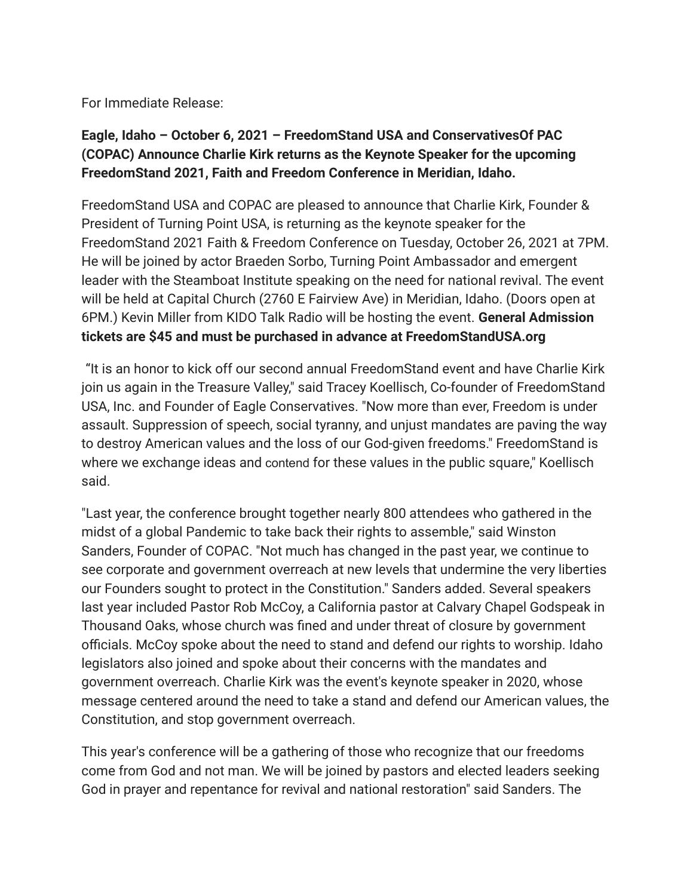For Immediate Release:

**Eagle, Idaho – October 6, 2021 – FreedomStand USA and ConservativesOf PAC (COPAC) Announce Charlie Kirk returns as the Keynote Speaker for the upcoming FreedomStand 2021, Faith and Freedom Conference in Meridian, Idaho.**

FreedomStand USA and COPAC are pleased to announce that Charlie Kirk, Founder & President of Turning Point USA, is returning as the keynote speaker for the FreedomStand 2021 Faith & Freedom Conference on Tuesday, October 26, 2021 at 7PM. He will be joined by actor Braeden Sorbo, Turning Point Ambassador and emergent leader with the Steamboat Institute speaking on the need for national revival. The event will be held at Capital Church (2760 E Fairview Ave) in Meridian, Idaho. (Doors open at 6PM.) Kevin Miller from KIDO Talk Radio will be hosting the event. **General Admission tickets are $45 and must be purchased in advance at FreedomStandUSA.org**

"It is an honor to kick off our second annual FreedomStand event and have Charlie Kirk join us again in the Treasure Valley," said Tracey Koellisch, Co-founder of FreedomStand USA, Inc. and Founder of Eagle Conservatives. "Now more than ever, Freedom is under assault. Suppression of speech, social tyranny, and unjust mandates are paving the way to destroy American values and the loss of our God-given freedoms." FreedomStand is where we exchange ideas and contend for these values in the public square," Koellisch said.

"Last year, the conference brought together nearly 800 attendees who gathered in the midst of a global Pandemic to take back their rights to assemble," said Winston Sanders, Founder of COPAC. "Not much has changed in the past year, we continue to see corporate and government overreach at new levels that undermine the very liberties our Founders sought to protect in the Constitution." Sanders added. Several speakers last year included Pastor Rob McCoy, a California pastor at Calvary Chapel Godspeak in Thousand Oaks, whose church was fined and under threat of closure by government officials. McCoy spoke about the need to stand and defend our rights to worship. Idaho legislators also joined and spoke about their concerns with the mandates and government overreach. Charlie Kirk was the event's keynote speaker in 2020, whose message centered around the need to take a stand and defend our American values, the Constitution, and stop government overreach.

This year's conference will be a gathering of those who recognize that our freedoms come from God and not man. We will be joined by pastors and elected leaders seeking God in prayer and repentance for revival and national restoration" said Sanders. The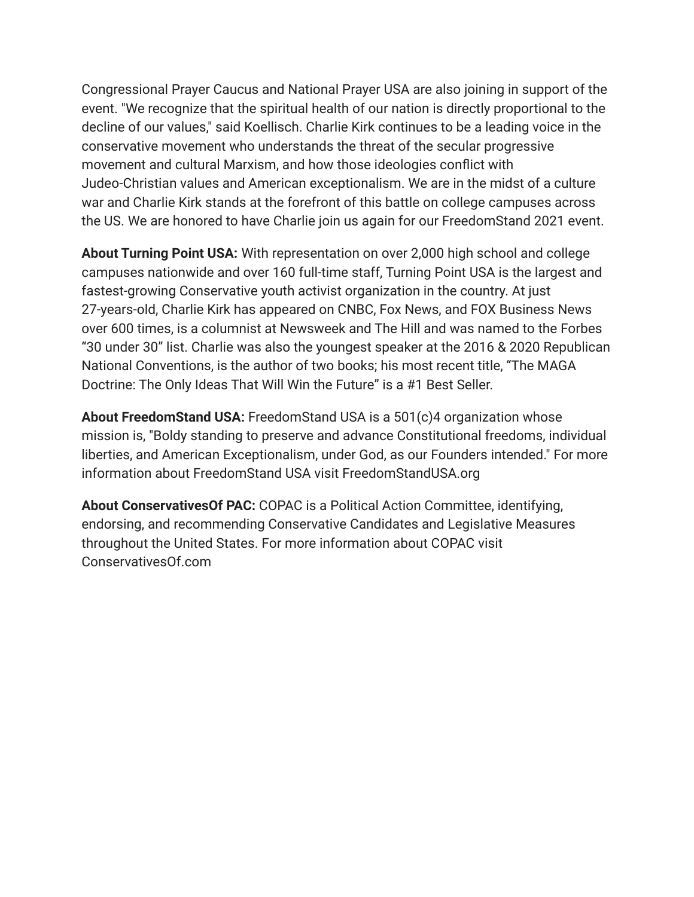Congressional Prayer Caucus and National Prayer USA are also joining in support of the event. "We recognize that the spiritual health of our nation is directly proportional to the decline of our values," said Koellisch. Charlie Kirk continues to be a leading voice in the conservative movement who understands the threat of the secular progressive movement and cultural Marxism, and how those ideologies conflict with Judeo-Christian values and American exceptionalism. We are in the midst of a culture war and Charlie Kirk stands at the forefront of this battle on college campuses across the US. We are honored to have Charlie join us again for our FreedomStand 2021 event.

**About Turning Point USA:** With representation on over 2,000 high school and college campuses nationwide and over 160 full-time staff, Turning Point USA is the largest and fastest-growing Conservative youth activist organization in the country. At just 27-years-old, Charlie Kirk has appeared on CNBC, Fox News, and FOX Business News over 600 times, is a columnist at Newsweek and The Hill and was named to the Forbes "30 under 30" list. Charlie was also the youngest speaker at the 2016 & 2020 Republican National Conventions, is the author of two books; his most recent title, "The MAGA Doctrine: The Only Ideas That Will Win the Future" is a #1 Best Seller.

**About FreedomStand USA:** FreedomStand USA is a 501(c)4 organization whose mission is, "Boldy standing to preserve and advance Constitutional freedoms, individual liberties, and American Exceptionalism, under God, as our Founders intended." For more information about FreedomStand USA visit FreedomStandUSA.org

**About ConservativesOf PAC:** COPAC is a Political Action Committee, identifying, endorsing, and recommending Conservative Candidates and Legislative Measures throughout the United States. For more information about COPAC visit ConservativesOf.com